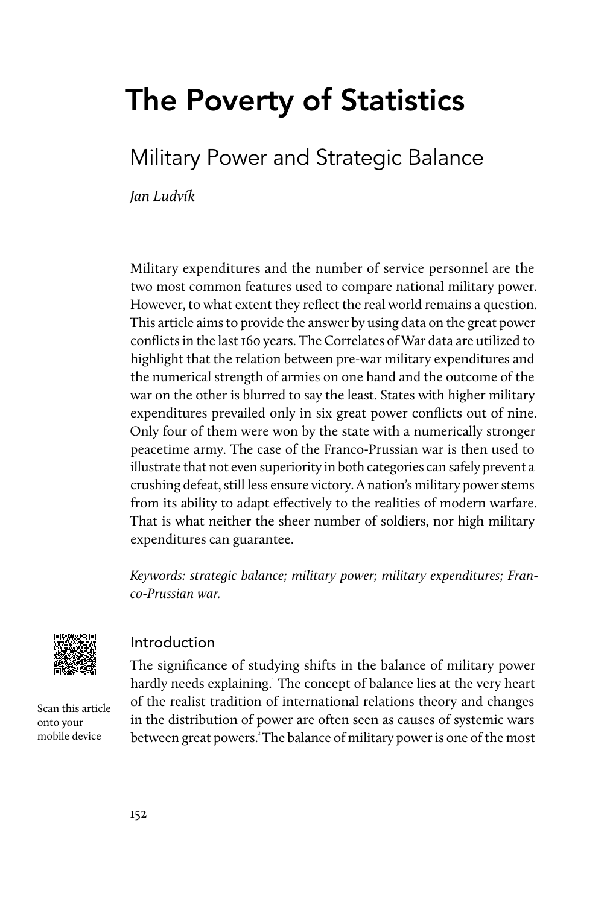# The Poverty of Statistics

## Military Power and Strategic Balance

*Jan Ludvík*

Military expenditures and the number of service personnel are the two most common features used to compare national military power. However, to what extent they reflect the real world remains a question. This article aims to provide the answer by using data on the great power conflicts in the last 160 years. The Correlates of War data are utilized to highlight that the relation between pre-war military expenditures and the numerical strength of armies on one hand and the outcome of the war on the other is blurred to say the least. States with higher military expenditures prevailed only in six great power conflicts out of nine. Only four of them were won by the state with a numerically stronger peacetime army. The case of the Franco-Prussian war is then used to illustrate that not even superiority in both categories can safely prevent a crushing defeat, still less ensure victory. A nation's military power stems from its ability to adapt effectively to the realities of modern warfare. That is what neither the sheer number of soldiers, nor high military expenditures can guarantee.

*Keywords: strategic balance; military power; military expenditures; Franco-Prussian war.*

Scan this article onto your mobile device

### Introduction

The significance of studying shifts in the balance of military power hardly needs explaining.[1] The concept of balance lies at the very heart of the realist tradition of international relations theory and changes in the distribution of power are often seen as causes of systemic wars between great powers.[2] The balance of military power is one of the most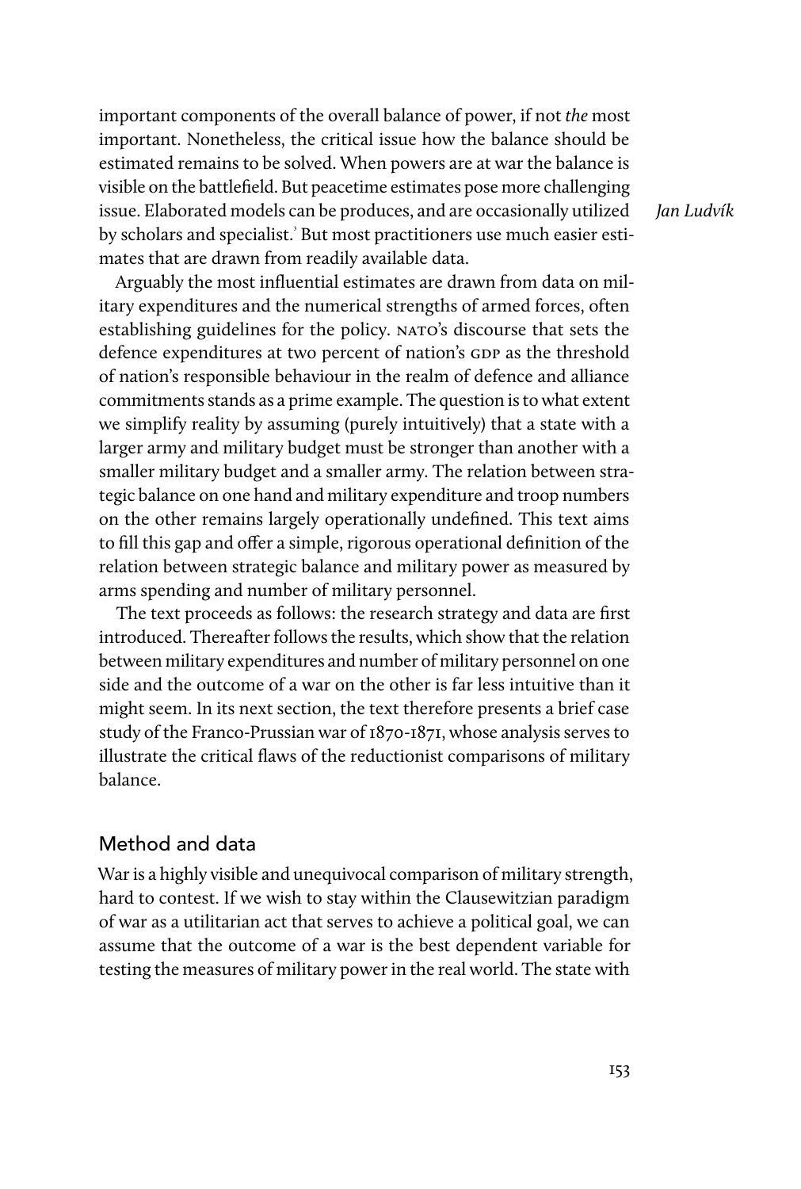important components of the overall balance of power, if not *the* most important. Nonetheless, the critical issue how the balance should be estimated remains to be solved. When powers are at war the balance is visible on the battlefield. But peacetime estimates pose more challenging issue. Elaborated models can be produces, and are occasionally utilized by scholars and specialist.[3] But most practitioners use much easier estimates that are drawn from readily available data.

Arguably the most influential estimates are drawn from data on military expenditures and the numerical strengths of armed forces, often establishing guidelines for the policy. NATO's discourse that sets the defence expenditures at two percent of nation's GDP as the threshold of nation's responsible behaviour in the realm of defence and alliance commitments stands as a prime example. The question is to what extent we simplify reality by assuming (purely intuitively) that a state with a larger army and military budget must be stronger than another with a smaller military budget and a smaller army. The relation between strategic balance on one hand and military expenditure and troop numbers on the other remains largely operationally undefined. This text aims to fill this gap and offer a simple, rigorous operational definition of the relation between strategic balance and military power as measured by arms spending and number of military personnel.

The text proceeds as follows: the research strategy and data are first introduced. Thereafter follows the results, which show that the relation between military expenditures and number of military personnel on one side and the outcome of a war on the other is far less intuitive than it might seem. In its next section, the text therefore presents a brief case study of the Franco-Prussian war of 1870-1871, whose analysis serves to illustrate the critical flaws of the reductionist comparisons of military balance.

## Method and data

War is a highly visible and unequivocal comparison of military strength, hard to contest. If we wish to stay within the Clausewitzian paradigm of war as a utilitarian act that serves to achieve a political goal, we can assume that the outcome of a war is the best dependent variable for testing the measures of military power in the real world. The state with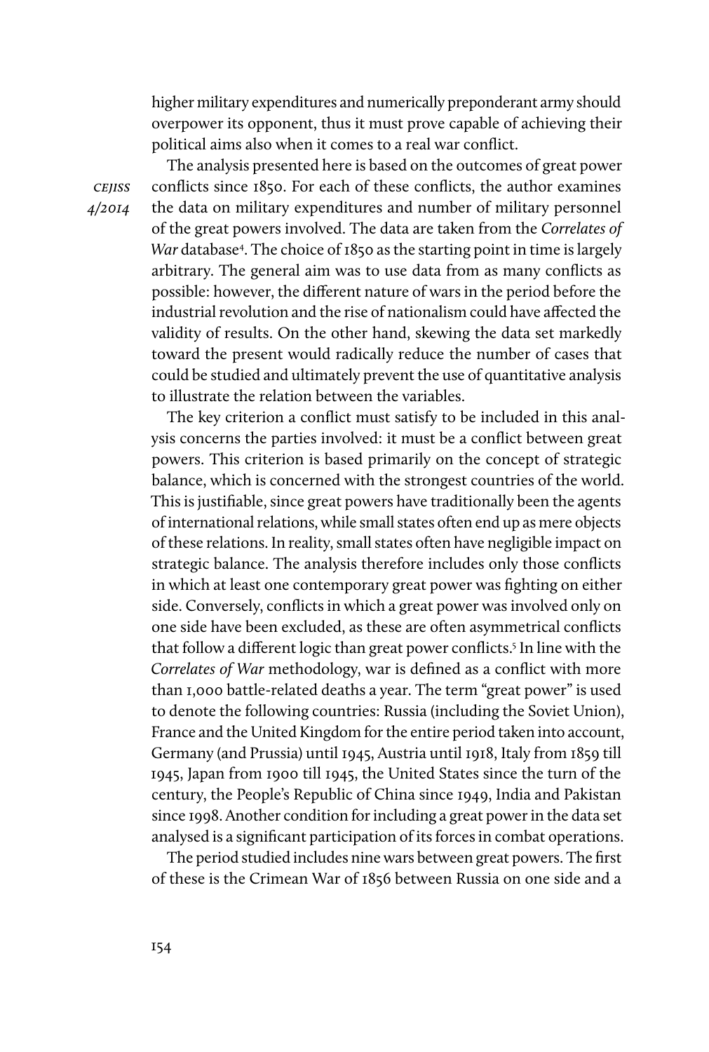higher military expenditures and numerically preponderant army should overpower its opponent, thus it must prove capable of achieving their political aims also when it comes to a real war conflict.

The analysis presented here is based on the outcomes of great power conflicts since 1850. For each of these conflicts, the author examines the data on military expenditures and number of military personnel of the great powers involved. The data are taken from the *Correlates of War* database[4]. The choice of 1850 as the starting point in time is largely arbitrary. The general aim was to use data from as many conflicts as possible: however, the different nature of wars in the period before the industrial revolution and the rise of nationalism could have affected the validity of results. On the other hand, skewing the data set markedly toward the present would radically reduce the number of cases that could be studied and ultimately prevent the use of quantitative analysis to illustrate the relation between the variables.

The key criterion a conflict must satisfy to be included in this analysis concerns the parties involved: it must be a conflict between great powers. This criterion is based primarily on the concept of strategic balance, which is concerned with the strongest countries of the world. This is justifiable, since great powers have traditionally been the agents of international relations, while small states often end up as mere objects of these relations. In reality, small states often have negligible impact on strategic balance. The analysis therefore includes only those conflicts in which at least one contemporary great power was fighting on either side. Conversely, conflicts in which a great power was involved only on one side have been excluded, as these are often asymmetrical conflicts that follow a different logic than great power conflicts.[5] In line with the *Correlates of War* methodology, war is defined as a conflict with more than 1,000 battle-related deaths a year. The term "great power" is used to denote the following countries: Russia (including the Soviet Union), France and the United Kingdom for the entire period taken into account, Germany (and Prussia) until 1945, Austria until 1918, Italy from 1859 till 1945, Japan from 1900 till 1945, the United States since the turn of the century, the People's Republic of China since 1949, India and Pakistan since 1998. Another condition for including a great power in the data set analysed is a significant participation of its forces in combat operations.

The period studied includes nine wars between great powers. The first of these is the Crimean War of 1856 between Russia on one side and a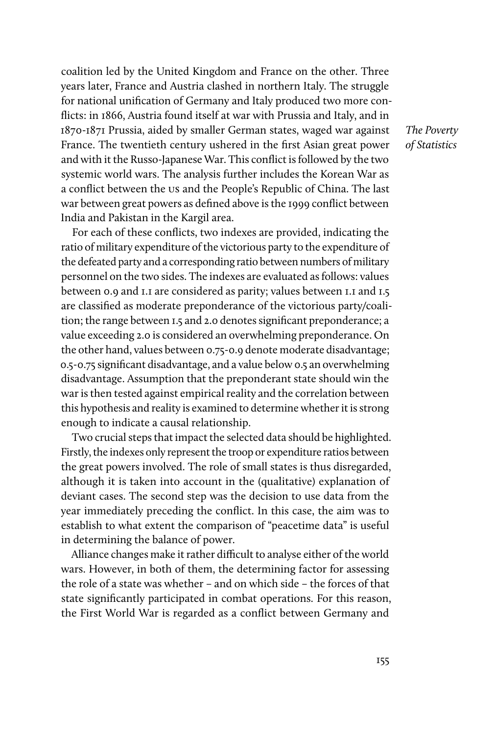coalition led by the United Kingdom and France on the other. Three years later, France and Austria clashed in northern Italy. The struggle for national unification of Germany and Italy produced two more conflicts: in 1866, Austria found itself at war with Prussia and Italy, and in 1870-1871 Prussia, aided by smaller German states, waged war against France. The twentieth century ushered in the first Asian great power and with it the Russo-Japanese War. This conflict is followed by the two systemic world wars. The analysis further includes the Korean War as a conflict between the US and the People's Republic of China. The last war between great powers as defined above is the 1999 conflict between India and Pakistan in the Kargil area.

For each of these conflicts, two indexes are provided, indicating the ratio of military expenditure of the victorious party to the expenditure of the defeated party and a corresponding ratio between numbers of military personnel on the two sides. The indexes are evaluated as follows: values between 0.9 and 1.1 are considered as parity; values between 1.1 and 1.5 are classified as moderate preponderance of the victorious party/coalition; the range between 1.5 and 2.0 denotes significant preponderance; a value exceeding 2.0 is considered an overwhelming preponderance. On the other hand, values between 0.75-0.9 denote moderate disadvantage; 0.5-0.75 significant disadvantage, and a value below 0.5 an overwhelming disadvantage. Assumption that the preponderant state should win the war is then tested against empirical reality and the correlation between this hypothesis and reality is examined to determine whether it is strong enough to indicate a causal relationship.

Two crucial steps that impact the selected data should be highlighted. Firstly, the indexes only represent the troop or expenditure ratios between the great powers involved. The role of small states is thus disregarded, although it is taken into account in the (qualitative) explanation of deviant cases. The second step was the decision to use data from the year immediately preceding the conflict. In this case, the aim was to establish to what extent the comparison of "peacetime data" is useful in determining the balance of power.

Alliance changes make it rather difficult to analyse either of the world wars. However, in both of them, the determining factor for assessing the role of a state was whether – and on which side – the forces of that state significantly participated in combat operations. For this reason, the First World War is regarded as a conflict between Germany and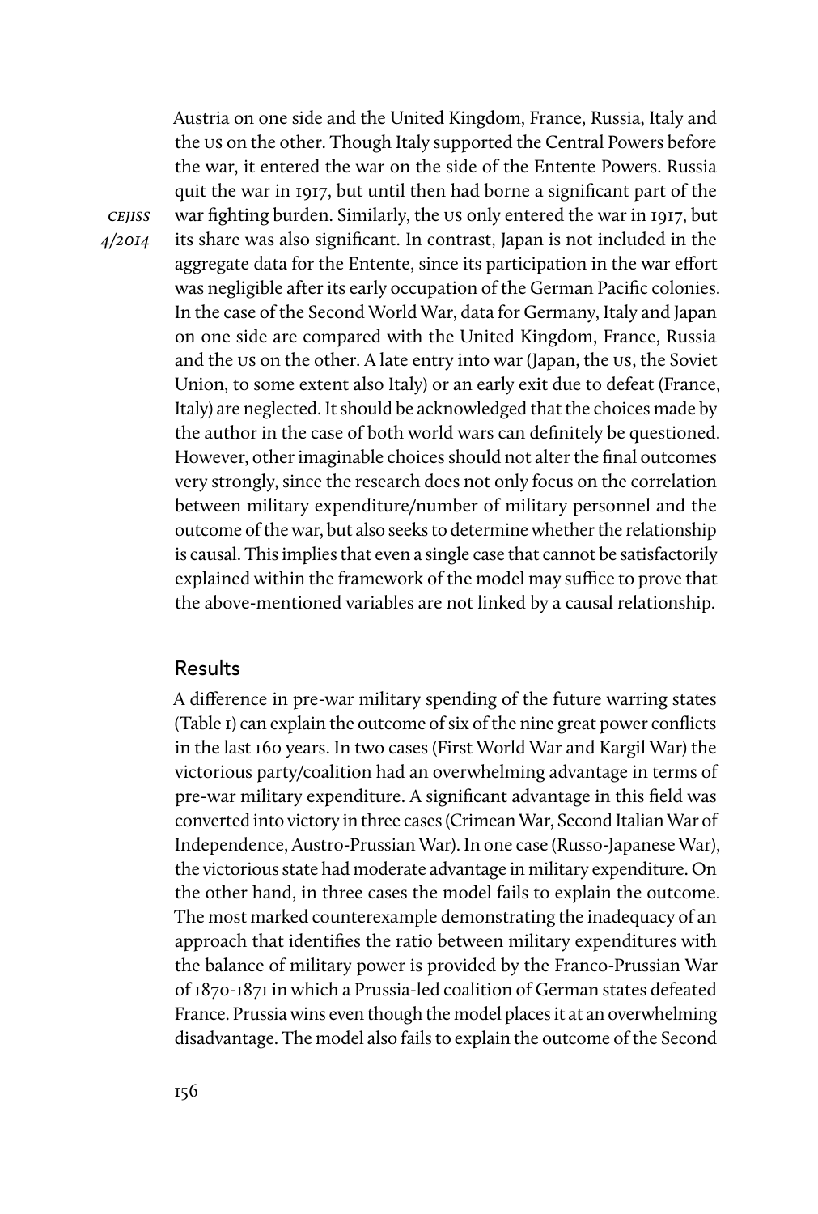Austria on one side and the United Kingdom, France, Russia, Italy and the US on the other. Though Italy supported the Central Powers before the war, it entered the war on the side of the Entente Powers. Russia quit the war in 1917, but until then had borne a significant part of the war fighting burden. Similarly, the US only entered the war in 1917, but its share was also significant. In contrast, Japan is not included in the aggregate data for the Entente, since its participation in the war effort was negligible after its early occupation of the German Pacific colonies. In the case of the Second World War, data for Germany, Italy and Japan on one side are compared with the United Kingdom, France, Russia and the US on the other. A late entry into war (Japan, the US, the Soviet Union, to some extent also Italy) or an early exit due to defeat (France, Italy) are neglected. It should be acknowledged that the choices made by the author in the case of both world wars can definitely be questioned. However, other imaginable choices should not alter the final outcomes very strongly, since the research does not only focus on the correlation between military expenditure/number of military personnel and the outcome of the war, but also seeks to determine whether the relationship is causal. This implies that even a single case that cannot be satisfactorily explained within the framework of the model may suffice to prove that the above-mentioned variables are not linked by a causal relationship.

## Results

A difference in pre-war military spending of the future warring states (Table 1) can explain the outcome of six of the nine great power conflicts in the last 160 years. In two cases (First World War and Kargil War) the victorious party/coalition had an overwhelming advantage in terms of pre-war military expenditure. A significant advantage in this field was converted into victory in three cases (Crimean War, Second Italian War of Independence, Austro-Prussian War). In one case (Russo-Japanese War), the victorious state had moderate advantage in military expenditure. On the other hand, in three cases the model fails to explain the outcome. The most marked counterexample demonstrating the inadequacy of an approach that identifies the ratio between military expenditures with the balance of military power is provided by the Franco-Prussian War of 1870-1871 in which a Prussia-led coalition of German states defeated France. Prussia wins even though the model places it at an overwhelming disadvantage. The model also fails to explain the outcome of the Second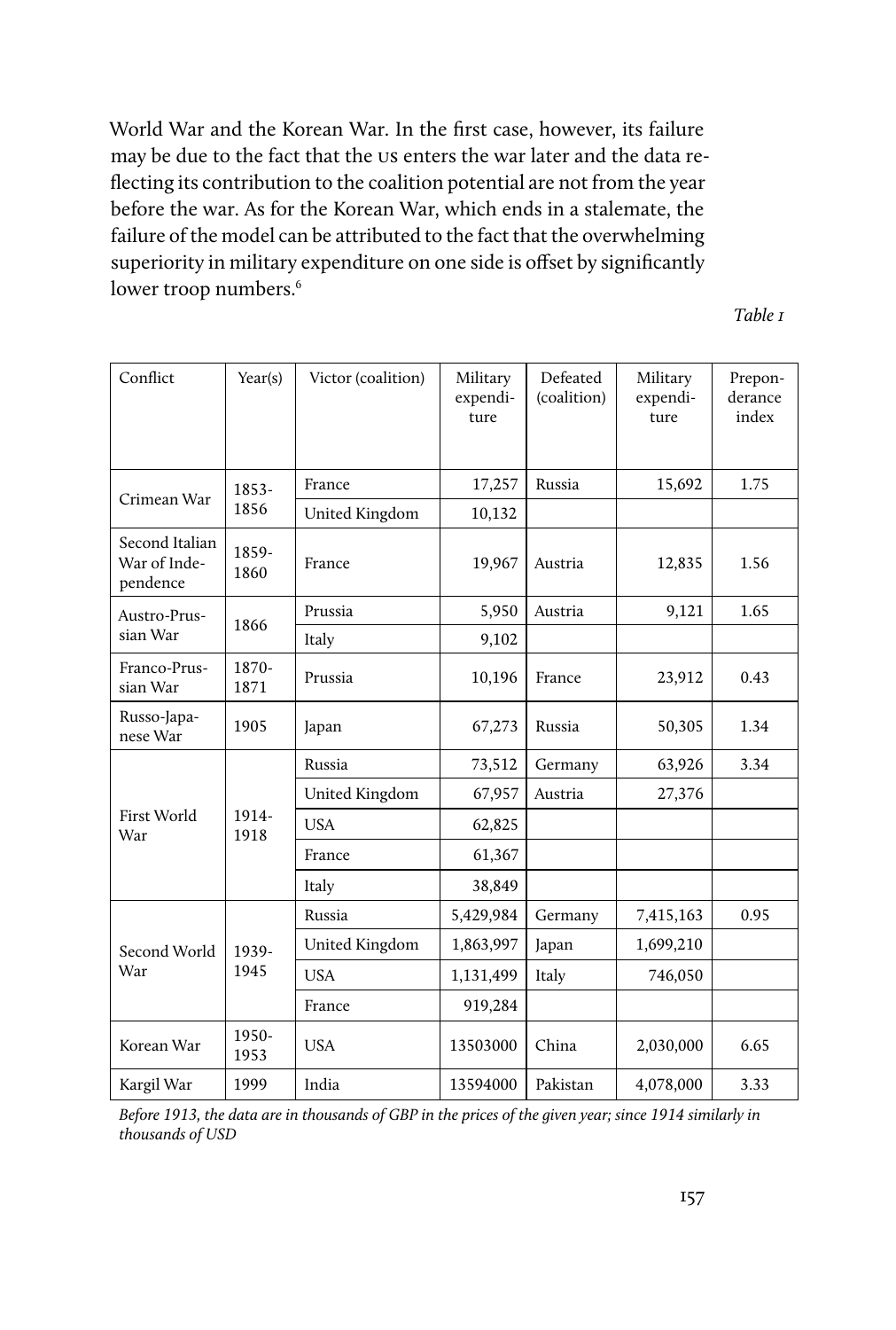World War and the Korean War. In the first case, however, its failure may be due to the fact that the US enters the war later and the data reflecting its contribution to the coalition potential are not from the year before the war. As for the Korean War, which ends in a stalemate, the failure of the model can be attributed to the fact that the overwhelming superiority in military expenditure on one side is offset by significantly lower troop numbers.[6]

*Table 1*

| Conflict | Year(s) | Victor (coalition) | Military expenditure | Defeated (coalition) | Military expenditure | Preponderance index |
|---|---|---|---|---|---|---|
| Crimean War | 1853-1856 | France | 17,257 | Russia | 15,692 | 1.75 |
| | | United Kingdom | 10,132 | | | |
| Second Italian War of Independence | 1859-1860 | France | 19,967 | Austria | 12,835 | 1.56 |
| Austro-Prussian War | 1866 | Prussia | 5,950 | Austria | 9,121 | 1.65 |
| | | Italy | 9,102 | | | |
| Franco-Prussian War | 1870-1871 | Prussia | 10,196 | France | 23,912 | 0.43 |
| Russo-Japanese War | 1905 | Japan | 67,273 | Russia | 50,305 | 1.34 |
| First World War | 1914-1918 | Russia | 73,512 | Germany | 63,926 | 3.34 |
| | | United Kingdom | 67,957 | Austria | 27,376 | |
| | | USA | 62,825 | | | |
| | | France | 61,367 | | | |
| | | Italy | 38,849 | | | |
| Second World War | 1939-1945 | Russia | 5,429,984 | Germany | 7,415,163 | 0.95 |
| | | United Kingdom | 1,863,997 | Japan | 1,699,210 | |
| | | USA | 1,131,499 | Italy | 746,050 | |
| | | France | 919,284 | | | |
| Korean War | 1950-1953 | USA | 13503000 | China | 2,030,000 | 6.65 |
| Kargil War | 1999 | India | 13594000 | Pakistan | 4,078,000 | 3.33 |

*Before 1913, the data are in thousands of GBP in the prices of the given year; since 1914 similarly in thousands of USD*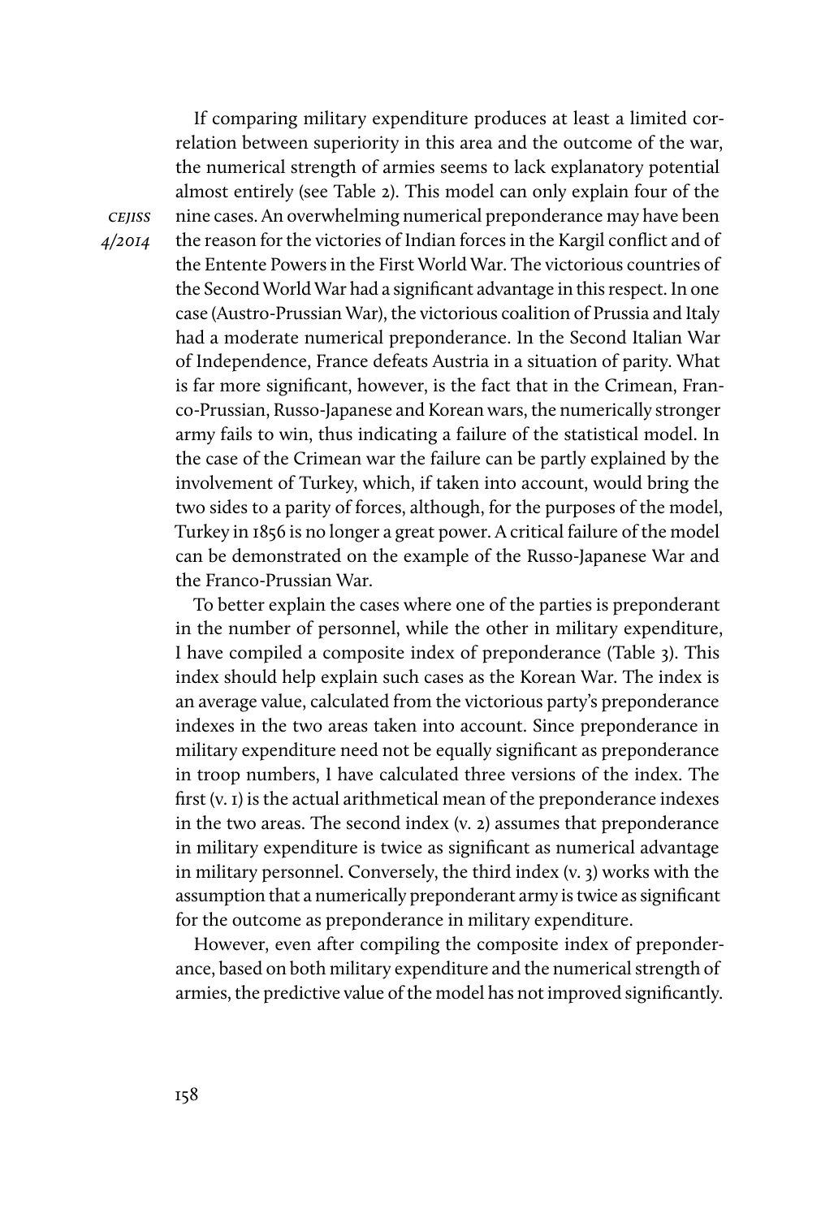If comparing military expenditure produces at least a limited correlation between superiority in this area and the outcome of the war, the numerical strength of armies seems to lack explanatory potential almost entirely (see Table 2). This model can only explain four of the nine cases. An overwhelming numerical preponderance may have been the reason for the victories of Indian forces in the Kargil conflict and of the Entente Powers in the First World War. The victorious countries of the Second World War had a significant advantage in this respect. In one case (Austro-Prussian War), the victorious coalition of Prussia and Italy had a moderate numerical preponderance. In the Second Italian War of Independence, France defeats Austria in a situation of parity. What is far more significant, however, is the fact that in the Crimean, Franco-Prussian, Russo-Japanese and Korean wars, the numerically stronger army fails to win, thus indicating a failure of the statistical model. In the case of the Crimean war the failure can be partly explained by the involvement of Turkey, which, if taken into account, would bring the two sides to a parity of forces, although, for the purposes of the model, Turkey in 1856 is no longer a great power. A critical failure of the model can be demonstrated on the example of the Russo-Japanese War and the Franco-Prussian War.

To better explain the cases where one of the parties is preponderant in the number of personnel, while the other in military expenditure, I have compiled a composite index of preponderance (Table 3). This index should help explain such cases as the Korean War. The index is an average value, calculated from the victorious party's preponderance indexes in the two areas taken into account. Since preponderance in military expenditure need not be equally significant as preponderance in troop numbers, I have calculated three versions of the index. The first (v. 1) is the actual arithmetical mean of the preponderance indexes in the two areas. The second index (v. 2) assumes that preponderance in military expenditure is twice as significant as numerical advantage in military personnel. Conversely, the third index (v. 3) works with the assumption that a numerically preponderant army is twice as significant for the outcome as preponderance in military expenditure.

However, even after compiling the composite index of preponderance, based on both military expenditure and the numerical strength of armies, the predictive value of the model has not improved significantly.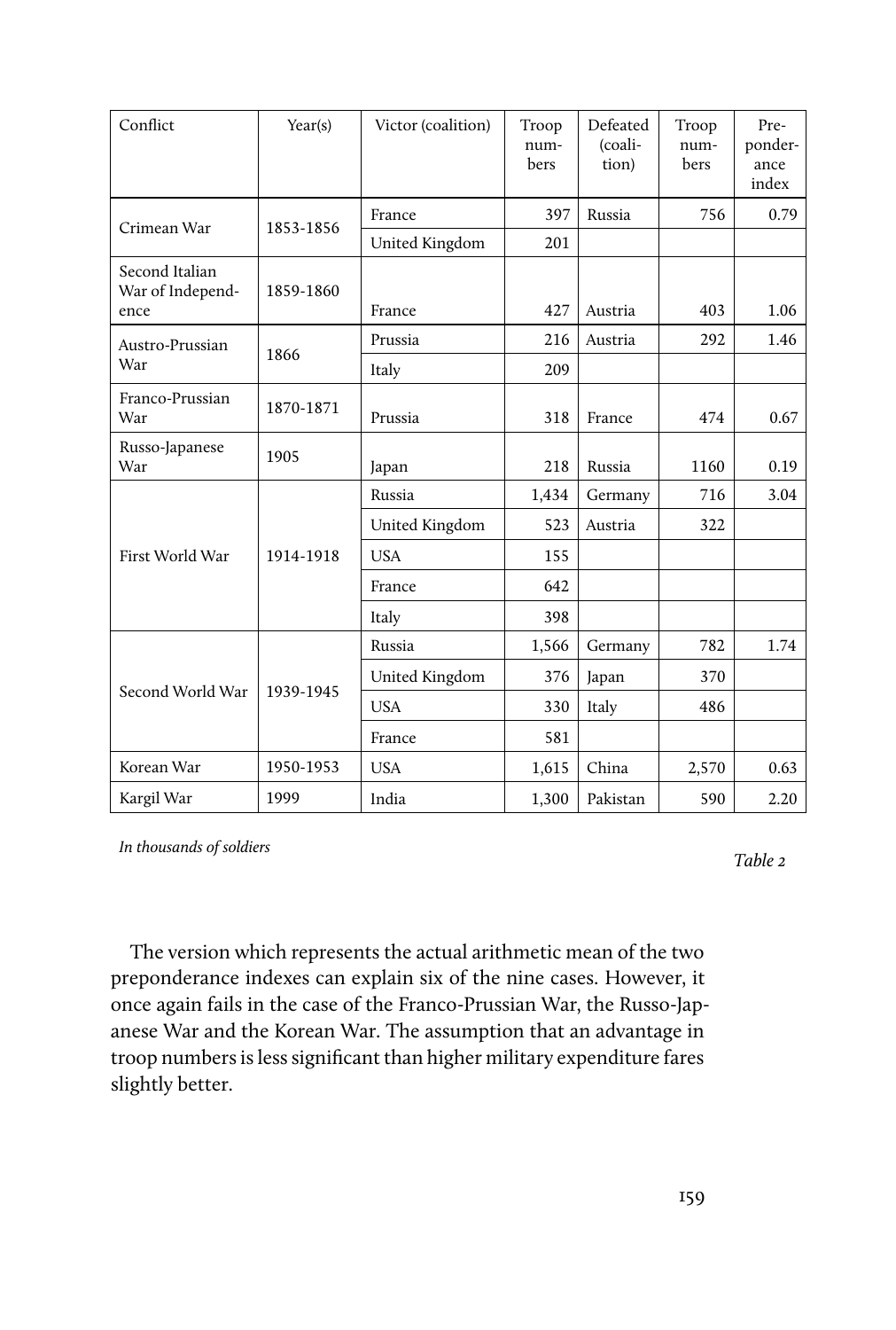| Conflict | Year(s) | Victor (coalition) | Troop numbers | Defeated (coalition) | Troop numbers | Preponderance index |
|---|---|---|---|---|---|---|
| Crimean War | 1853-1856 | France | 397 | Russia | 756 | 0.79 |
| | | United Kingdom | 201 | | | |
| Second Italian War of Independence | 1859-1860 | France | 427 | Austria | 403 | 1.06 |
| Austro-Prussian War | 1866 | Prussia | 216 | Austria | 292 | 1.46 |
| | | Italy | 209 | | | |
| Franco-Prussian War | 1870-1871 | Prussia | 318 | France | 474 | 0.67 |
| Russo-Japanese War | 1905 | Japan | 218 | Russia | 1160 | 0.19 |
| First World War | 1914-1918 | Russia | 1,434 | Germany | 716 | 3.04 |
| | | United Kingdom | 523 | Austria | 322 | |
| | | USA | 155 | | | |
| | | France | 642 | | | |
| | | Italy | 398 | | | |
| Second World War | 1939-1945 | Russia | 1,566 | Germany | 782 | 1.74 |
| | | United Kingdom | 376 | Japan | 370 | |
| | | USA | 330 | Italy | 486 | |
| | | France | 581 | | | |
| Korean War | 1950-1953 | USA | 1,615 | China | 2,570 | 0.63 |
| Kargil War | 1999 | India | 1,300 | Pakistan | 590 | 2.20 |

*In thousands of soldiers*

*Table 2*

The version which represents the actual arithmetic mean of the two preponderance indexes can explain six of the nine cases. However, it once again fails in the case of the Franco-Prussian War, the Russo-Japanese War and the Korean War. The assumption that an advantage in troop numbers is less significant than higher military expenditure fares slightly better.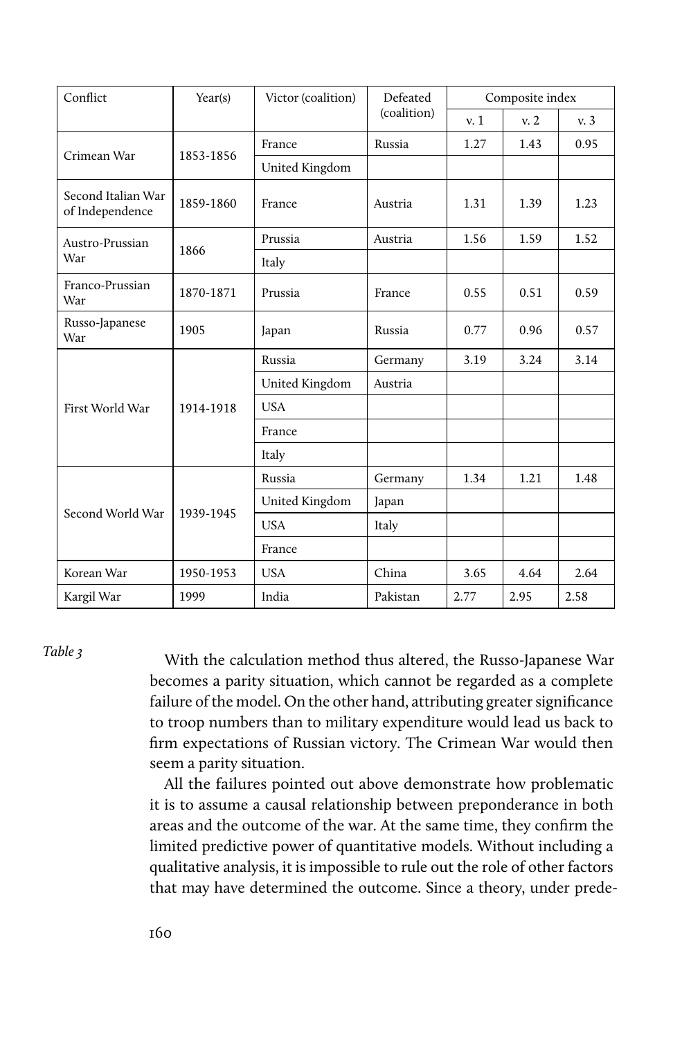| Conflict | Year(s) | Victor (coalition) | Defeated (coalition) | Composite index | | |
|---|---|---|---|---|---|---|
| | | | | v. 1 | v. 2 | v. 3 |
| Crimean War | 1853-1856 | France | Russia | 1.27 | 1.43 | 0.95 |
| | | United Kingdom | | | | |
| Second Italian War of Independence | 1859-1860 | France | Austria | 1.31 | 1.39 | 1.23 |
| Austro-Prussian War | 1866 | Prussia | Austria | 1.56 | 1.59 | 1.52 |
| | | Italy | | | | |
| Franco-Prussian War | 1870-1871 | Prussia | France | 0.55 | 0.51 | 0.59 |
| Russo-Japanese War | 1905 | Japan | Russia | 0.77 | 0.96 | 0.57 |
| First World War | 1914-1918 | Russia | Germany | 3.19 | 3.24 | 3.14 |
| | | United Kingdom | Austria | | | |
| | | USA | | | | |
| | | France | | | | |
| | | Italy | | | | |
| Second World War | 1939-1945 | Russia | Germany | 1.34 | 1.21 | 1.48 |
| | | United Kingdom | Japan | | | |
| | | USA | Italy | | | |
| | | France | | | | |
| Korean War | 1950-1953 | USA | China | 3.65 | 4.64 | 2.64 |
| Kargil War | 1999 | India | Pakistan | 2.77 | 2.95 | 2.58 |

*Table 3*

With the calculation method thus altered, the Russo-Japanese War becomes a parity situation, which cannot be regarded as a complete failure of the model. On the other hand, attributing greater significance to troop numbers than to military expenditure would lead us back to firm expectations of Russian victory. The Crimean War would then seem a parity situation.

All the failures pointed out above demonstrate how problematic it is to assume a causal relationship between preponderance in both areas and the outcome of the war. At the same time, they confirm the limited predictive power of quantitative models. Without including a qualitative analysis, it is impossible to rule out the role of other factors that may have determined the outcome. Since a theory, under prede-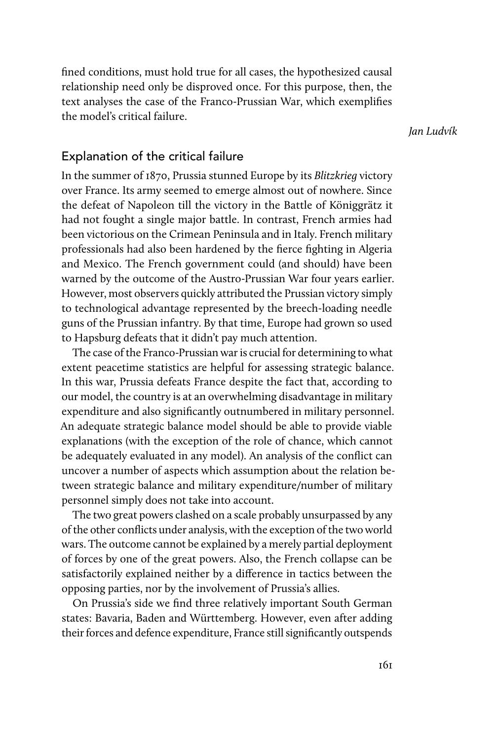fined conditions, must hold true for all cases, the hypothesized causal relationship need only be disproved once. For this purpose, then, the text analyses the case of the Franco-Prussian War, which exemplifies the model's critical failure.

## Explanation of the critical failure

In the summer of 1870, Prussia stunned Europe by its *Blitzkrieg* victory over France. Its army seemed to emerge almost out of nowhere. Since the defeat of Napoleon till the victory in the Battle of Königgrätz it had not fought a single major battle. In contrast, French armies had been victorious on the Crimean Peninsula and in Italy. French military professionals had also been hardened by the fierce fighting in Algeria and Mexico. The French government could (and should) have been warned by the outcome of the Austro-Prussian War four years earlier. However, most observers quickly attributed the Prussian victory simply to technological advantage represented by the breech-loading needle guns of the Prussian infantry. By that time, Europe had grown so used to Hapsburg defeats that it didn't pay much attention.

The case of the Franco-Prussian war is crucial for determining to what extent peacetime statistics are helpful for assessing strategic balance. In this war, Prussia defeats France despite the fact that, according to our model, the country is at an overwhelming disadvantage in military expenditure and also significantly outnumbered in military personnel. An adequate strategic balance model should be able to provide viable explanations (with the exception of the role of chance, which cannot be adequately evaluated in any model). An analysis of the conflict can uncover a number of aspects which assumption about the relation between strategic balance and military expenditure/number of military personnel simply does not take into account.

The two great powers clashed on a scale probably unsurpassed by any of the other conflicts under analysis, with the exception of the two world wars. The outcome cannot be explained by a merely partial deployment of forces by one of the great powers. Also, the French collapse can be satisfactorily explained neither by a difference in tactics between the opposing parties, nor by the involvement of Prussia's allies.

On Prussia's side we find three relatively important South German states: Bavaria, Baden and Württemberg. However, even after adding their forces and defence expenditure, France still significantly outspends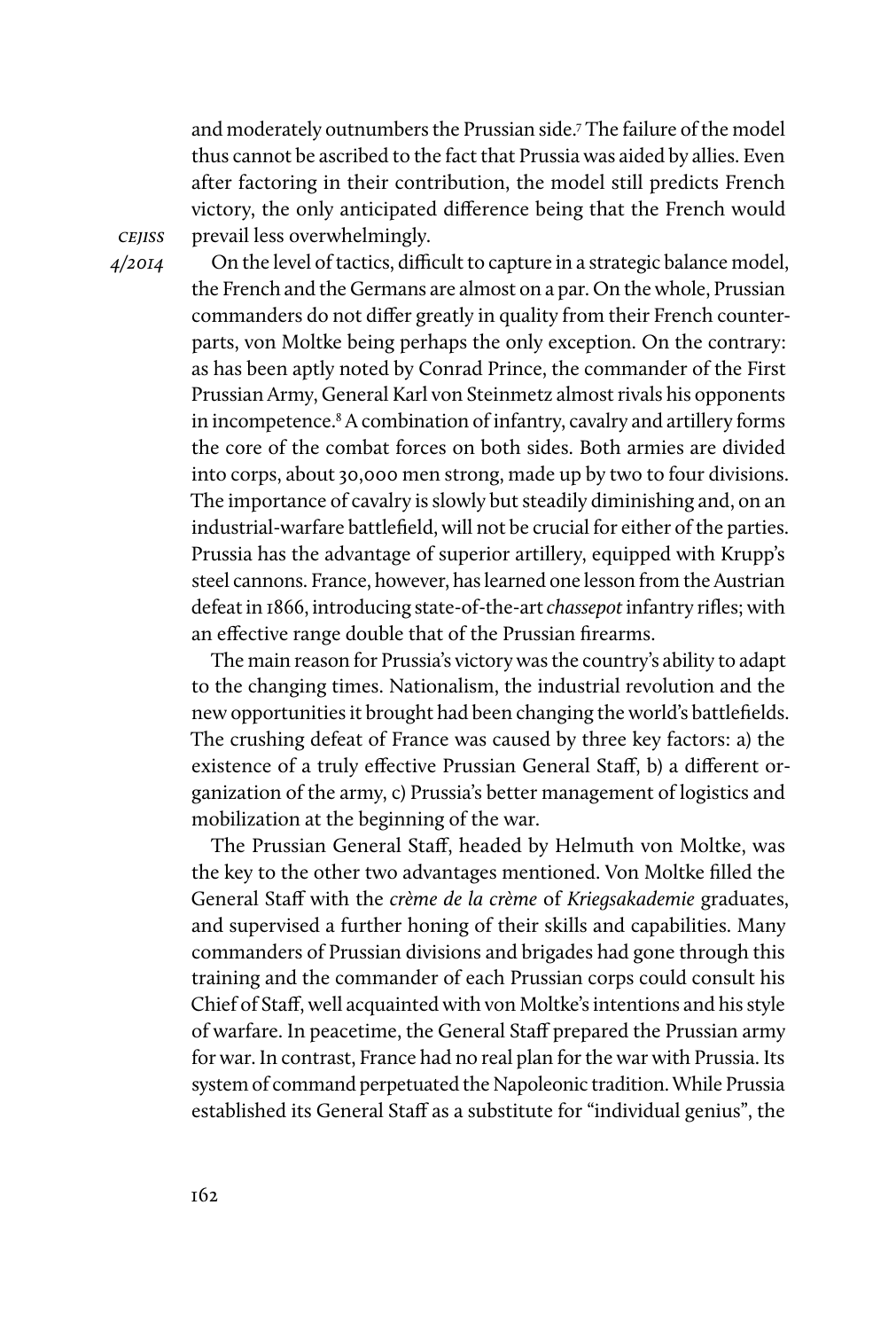and moderately outnumbers the Prussian side.[7] The failure of the model thus cannot be ascribed to the fact that Prussia was aided by allies. Even after factoring in their contribution, the model still predicts French victory, the only anticipated difference being that the French would prevail less overwhelmingly.

On the level of tactics, difficult to capture in a strategic balance model, the French and the Germans are almost on a par. On the whole, Prussian commanders do not differ greatly in quality from their French counterparts, von Moltke being perhaps the only exception. On the contrary: as has been aptly noted by Conrad Prince, the commander of the First Prussian Army, General Karl von Steinmetz almost rivals his opponents in incompetence.[8] A combination of infantry, cavalry and artillery forms the core of the combat forces on both sides. Both armies are divided into corps, about 30,000 men strong, made up by two to four divisions. The importance of cavalry is slowly but steadily diminishing and, on an industrial-warfare battlefield, will not be crucial for either of the parties. Prussia has the advantage of superior artillery, equipped with Krupp's steel cannons. France, however, has learned one lesson from the Austrian defeat in 1866, introducing state-of-the-art *chassepot* infantry rifles; with an effective range double that of the Prussian firearms.

The main reason for Prussia's victory was the country's ability to adapt to the changing times. Nationalism, the industrial revolution and the new opportunities it brought had been changing the world's battlefields. The crushing defeat of France was caused by three key factors: a) the existence of a truly effective Prussian General Staff, b) a different organization of the army, c) Prussia's better management of logistics and mobilization at the beginning of the war.

The Prussian General Staff, headed by Helmuth von Moltke, was the key to the other two advantages mentioned. Von Moltke filled the General Staff with the *crème de la crème* of *Kriegsakademie* graduates, and supervised a further honing of their skills and capabilities. Many commanders of Prussian divisions and brigades had gone through this training and the commander of each Prussian corps could consult his Chief of Staff, well acquainted with von Moltke's intentions and his style of warfare. In peacetime, the General Staff prepared the Prussian army for war. In contrast, France had no real plan for the war with Prussia. Its system of command perpetuated the Napoleonic tradition. While Prussia established its General Staff as a substitute for "individual genius", the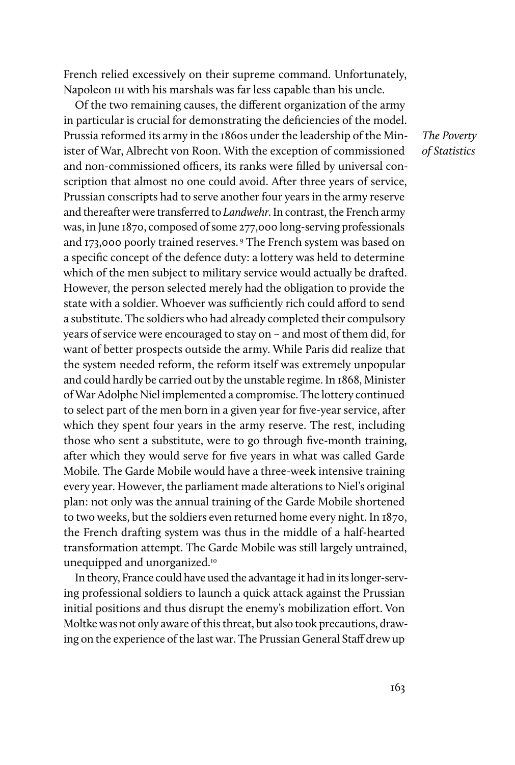French relied excessively on their supreme command. Unfortunately, Napoleon III with his marshals was far less capable than his uncle.

Of the two remaining causes, the different organization of the army in particular is crucial for demonstrating the deficiencies of the model. Prussia reformed its army in the 1860s under the leadership of the Minister of War, Albrecht von Roon. With the exception of commissioned and non-commissioned officers, its ranks were filled by universal conscription that almost no one could avoid. After three years of service, Prussian conscripts had to serve another four years in the army reserve and thereafter were transferred to *Landwehr*. In contrast, the French army was, in June 1870, composed of some 277,000 long-serving professionals and 173,000 poorly trained reserves.[9] The French system was based on a specific concept of the defence duty: a lottery was held to determine which of the men subject to military service would actually be drafted. However, the person selected merely had the obligation to provide the state with a soldier. Whoever was sufficiently rich could afford to send a substitute. The soldiers who had already completed their compulsory years of service were encouraged to stay on – and most of them did, for want of better prospects outside the army. While Paris did realize that the system needed reform, the reform itself was extremely unpopular and could hardly be carried out by the unstable regime. In 1868, Minister of War Adolphe Niel implemented a compromise. The lottery continued to select part of the men born in a given year for five-year service, after which they spent four years in the army reserve. The rest, including those who sent a substitute, were to go through five-month training, after which they would serve for five years in what was called Garde Mobile. The Garde Mobile would have a three-week intensive training every year. However, the parliament made alterations to Niel's original plan: not only was the annual training of the Garde Mobile shortened to two weeks, but the soldiers even returned home every night. In 1870, the French drafting system was thus in the middle of a half-hearted transformation attempt. The Garde Mobile was still largely untrained, unequipped and unorganized.[10]

In theory, France could have used the advantage it had in its longer-serving professional soldiers to launch a quick attack against the Prussian initial positions and thus disrupt the enemy's mobilization effort. Von Moltke was not only aware of this threat, but also took precautions, drawing on the experience of the last war. The Prussian General Staff drew up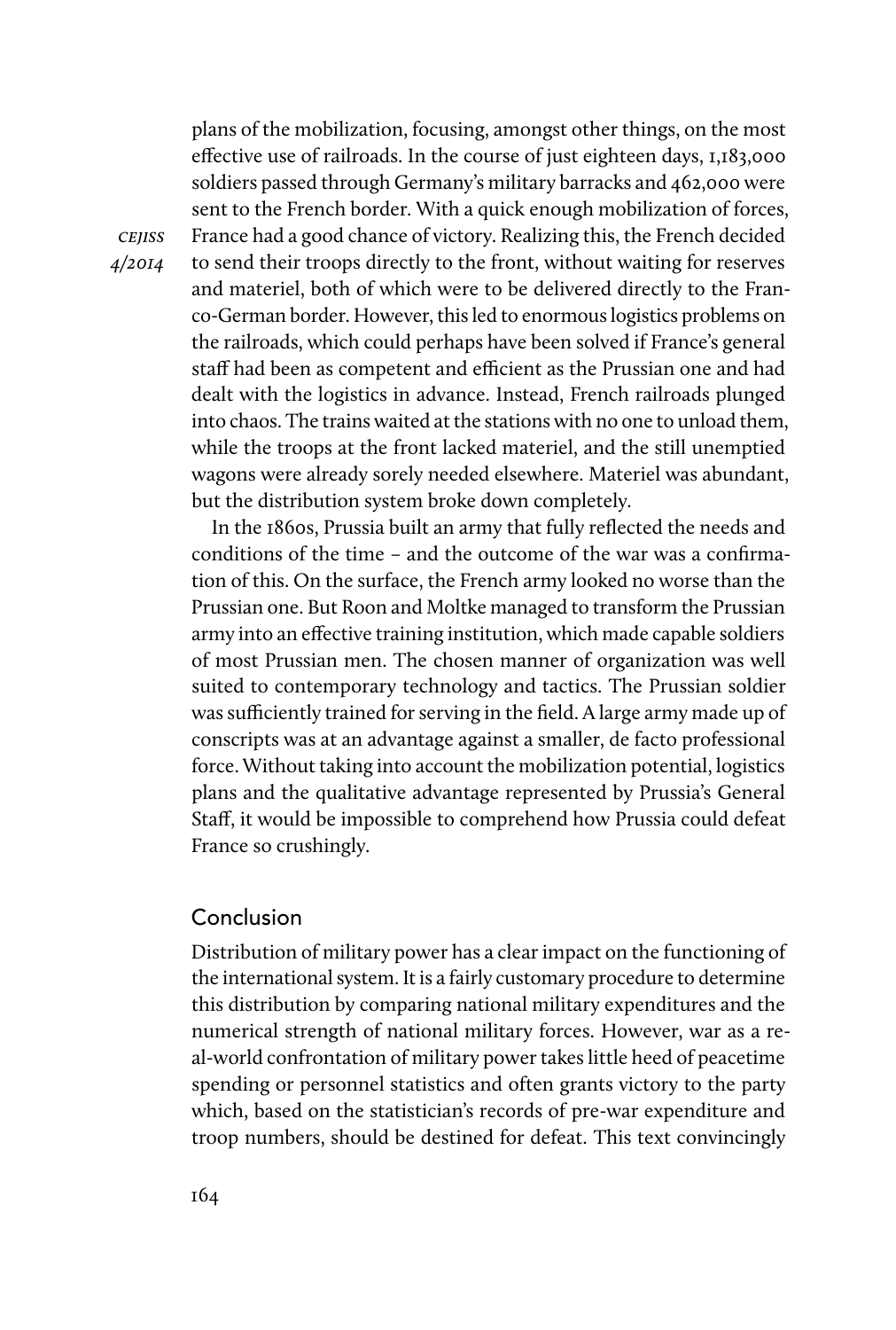plans of the mobilization, focusing, amongst other things, on the most effective use of railroads. In the course of just eighteen days, 1,183,000 soldiers passed through Germany's military barracks and 462,000 were sent to the French border. With a quick enough mobilization of forces, France had a good chance of victory. Realizing this, the French decided to send their troops directly to the front, without waiting for reserves and materiel, both of which were to be delivered directly to the Franco-German border. However, this led to enormous logistics problems on the railroads, which could perhaps have been solved if France's general staff had been as competent and efficient as the Prussian one and had dealt with the logistics in advance. Instead, French railroads plunged into chaos. The trains waited at the stations with no one to unload them, while the troops at the front lacked materiel, and the still unemptied wagons were already sorely needed elsewhere. Materiel was abundant, but the distribution system broke down completely.

In the 1860s, Prussia built an army that fully reflected the needs and conditions of the time – and the outcome of the war was a confirmation of this. On the surface, the French army looked no worse than the Prussian one. But Roon and Moltke managed to transform the Prussian army into an effective training institution, which made capable soldiers of most Prussian men. The chosen manner of organization was well suited to contemporary technology and tactics. The Prussian soldier was sufficiently trained for serving in the field. A large army made up of conscripts was at an advantage against a smaller, de facto professional force. Without taking into account the mobilization potential, logistics plans and the qualitative advantage represented by Prussia's General Staff, it would be impossible to comprehend how Prussia could defeat France so crushingly.

## Conclusion

Distribution of military power has a clear impact on the functioning of the international system. It is a fairly customary procedure to determine this distribution by comparing national military expenditures and the numerical strength of national military forces. However, war as a real-world confrontation of military power takes little heed of peacetime spending or personnel statistics and often grants victory to the party which, based on the statistician's records of pre-war expenditure and troop numbers, should be destined for defeat. This text convincingly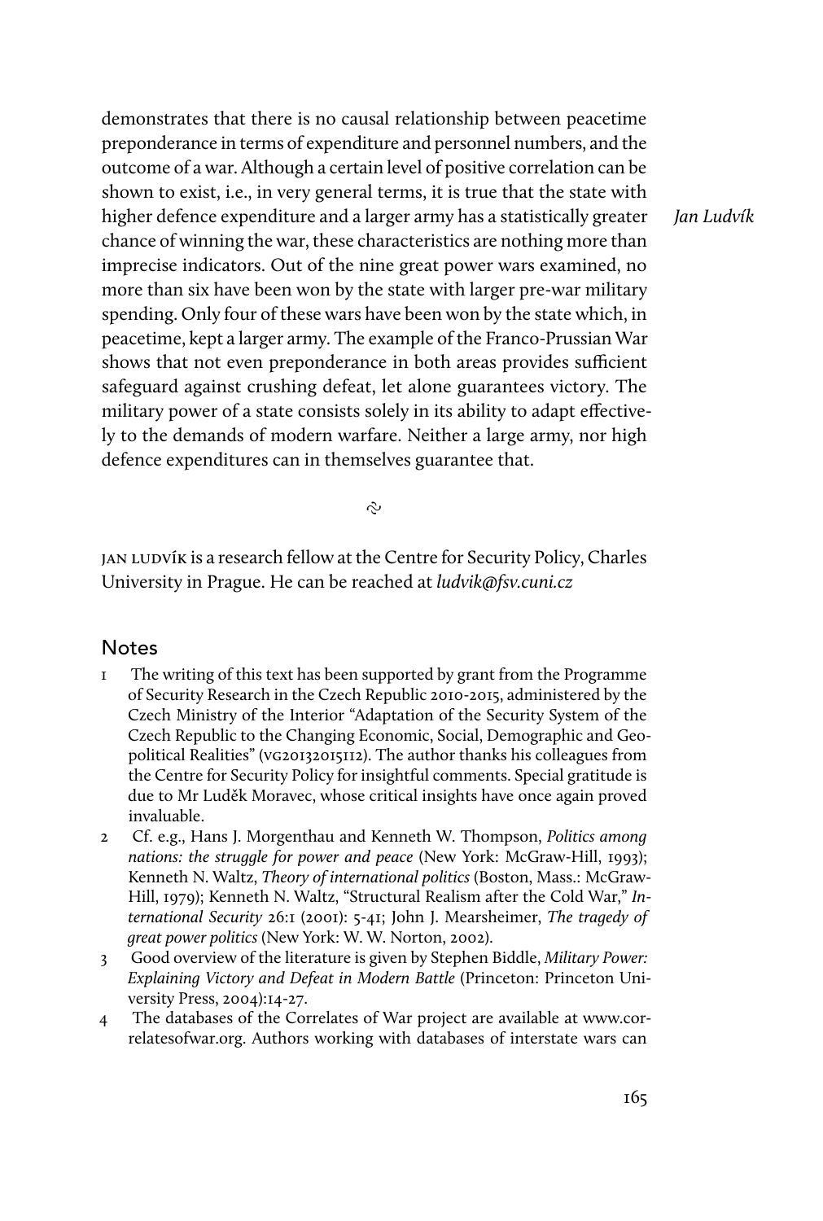demonstrates that there is no causal relationship between peacetime preponderance in terms of expenditure and personnel numbers, and the outcome of a war. Although a certain level of positive correlation can be shown to exist, i.e., in very general terms, it is true that the state with higher defence expenditure and a larger army has a statistically greater chance of winning the war, these characteristics are nothing more than imprecise indicators. Out of the nine great power wars examined, no more than six have been won by the state with larger pre-war military spending. Only four of these wars have been won by the state which, in peacetime, kept a larger army. The example of the Franco-Prussian War shows that not even preponderance in both areas provides sufficient safeguard against crushing defeat, let alone guarantees victory. The military power of a state consists solely in its ability to adapt effectively to the demands of modern warfare. Neither a large army, nor high defence expenditures can in themselves guarantee that.

JAN LUDVÍK is a research fellow at the Centre for Security Policy, Charles University in Prague. He can be reached at *ludvik@fsv.cuni.cz*

## Notes

1 The writing of this text has been supported by grant from the Programme of Security Research in the Czech Republic 2010-2015, administered by the Czech Ministry of the Interior "Adaptation of the Security System of the Czech Republic to the Changing Economic, Social, Demographic and Geopolitical Realities" (VG20132015112). The author thanks his colleagues from the Centre for Security Policy for insightful comments. Special gratitude is due to Mr Luděk Moravec, whose critical insights have once again proved invaluable.

2 Cf. e.g., Hans J. Morgenthau and Kenneth W. Thompson, *Politics among nations: the struggle for power and peace* (New York: McGraw-Hill, 1993); Kenneth N. Waltz, *Theory of international politics* (Boston, Mass.: McGraw-Hill, 1979); Kenneth N. Waltz, "Structural Realism after the Cold War," *International Security* 26:1 (2001): 5-41; John J. Mearsheimer, *The tragedy of great power politics* (New York: W. W. Norton, 2002).

3 Good overview of the literature is given by Stephen Biddle, *Military Power: Explaining Victory and Defeat in Modern Battle* (Princeton: Princeton University Press, 2004):14-27.

4 The databases of the Correlates of War project are available at www.correlatesofwar.org. Authors working with databases of interstate wars can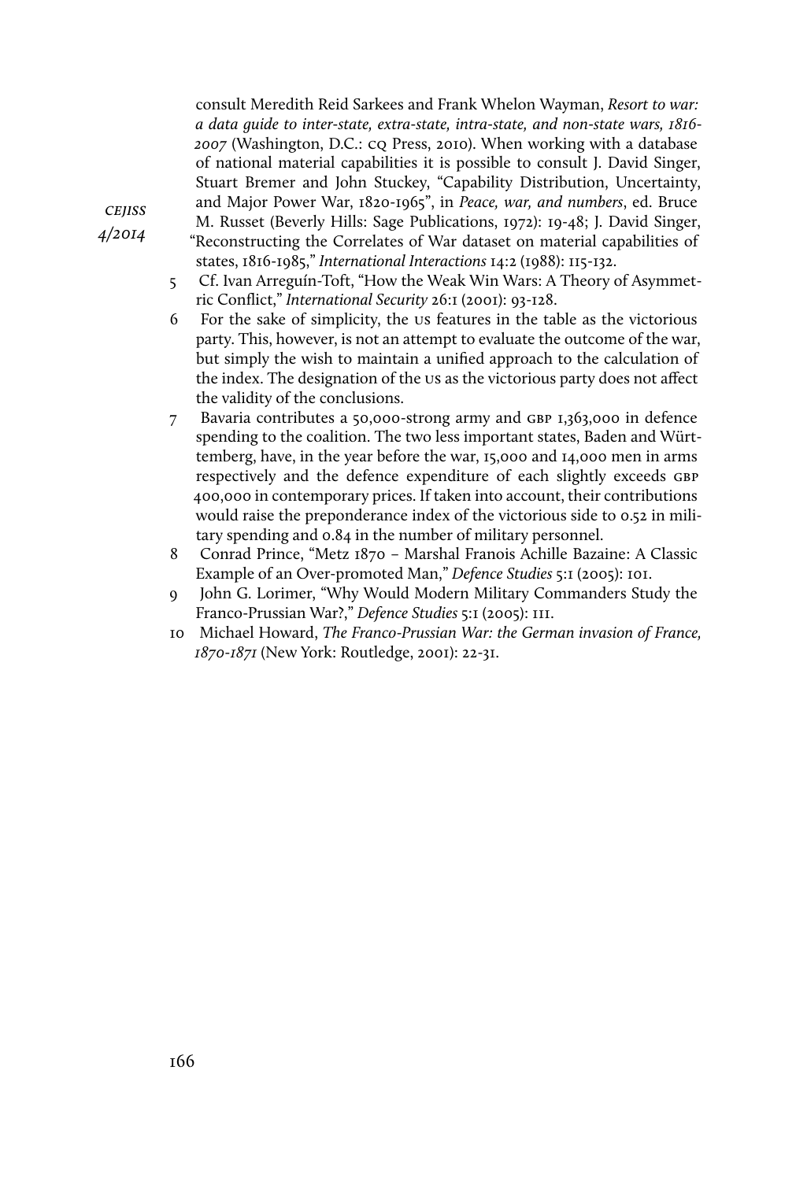consult Meredith Reid Sarkees and Frank Whelon Wayman, *Resort to war: a data guide to inter-state, extra-state, intra-state, and non-state wars, 1816-2007* (Washington, D.C.: CQ Press, 2010). When working with a database of national material capabilities it is possible to consult J. David Singer, Stuart Bremer and John Stuckey, "Capability Distribution, Uncertainty, and Major Power War, 1820-1965", in *Peace, war, and numbers*, ed. Bruce M. Russet (Beverly Hills: Sage Publications, 1972): 19-48; J. David Singer, "Reconstructing the Correlates of War dataset on material capabilities of states, 1816-1985," *International Interactions* 14:2 (1988): 115-132.

5 Cf. Ivan Arreguín-Toft, "How the Weak Win Wars: A Theory of Asymmetric Conflict," *International Security* 26:1 (2001): 93-128.

6 For the sake of simplicity, the US features in the table as the victorious party. This, however, is not an attempt to evaluate the outcome of the war, but simply the wish to maintain a unified approach to the calculation of the index. The designation of the US as the victorious party does not affect the validity of the conclusions.

7 Bavaria contributes a 50,000-strong army and GBP 1,363,000 in defence spending to the coalition. The two less important states, Baden and Württemberg, have, in the year before the war, 15,000 and 14,000 men in arms respectively and the defence expenditure of each slightly exceeds GBP 400,000 in contemporary prices. If taken into account, their contributions would raise the preponderance index of the victorious side to 0.52 in military spending and 0.84 in the number of military personnel.

8 Conrad Prince, "Metz 1870 – Marshal Franois Achille Bazaine: A Classic Example of an Over-promoted Man," *Defence Studies* 5:1 (2005): 101.

9 John G. Lorimer, "Why Would Modern Military Commanders Study the Franco-Prussian War?," *Defence Studies* 5:1 (2005): 111.

10 Michael Howard, *The Franco-Prussian War: the German invasion of France, 1870-1871* (New York: Routledge, 2001): 22-31.